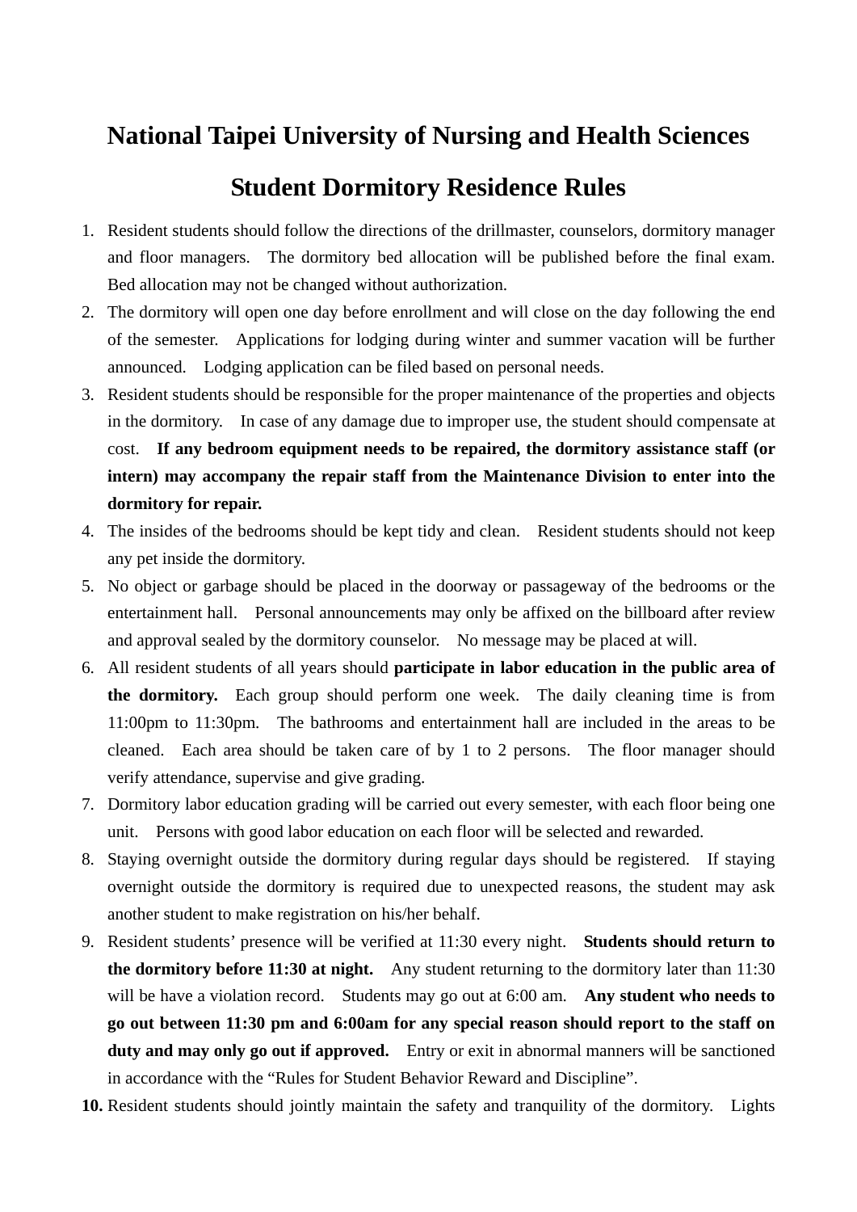# National Taipei University of Nursing and Health Sciences

## Student Dormitory Residence Rules

1. Resident students should follow the directions of the drillmaster, counselors, dormitory manager and floor managers. The dormitory bed allocation will be published before the final exam. Bed allocation may not be changed without authorization.
2. The dormitory will open one day before enrollment and will close on the day following the end of the semester. Applications for lodging during winter and summer vacation will be further announced. Lodging application can be filed based on personal needs.
3. Resident students should be responsible for the proper maintenance of the properties and objects in the dormitory. In case of any damage due to improper use, the student should compensate at cost. **If any bedroom equipment needs to be repaired, the dormitory assistance staff (or intern) may accompany the repair staff from the Maintenance Division to enter into the dormitory for repair.**
4. The insides of the bedrooms should be kept tidy and clean. Resident students should not keep any pet inside the dormitory.
5. No object or garbage should be placed in the doorway or passageway of the bedrooms or the entertainment hall. Personal announcements may only be affixed on the billboard after review and approval sealed by the dormitory counselor. No message may be placed at will.
6. All resident students of all years should **participate in labor education in the public area of the dormitory.** Each group should perform one week. The daily cleaning time is from 11:00pm to 11:30pm. The bathrooms and entertainment hall are included in the areas to be cleaned. Each area should be taken care of by 1 to 2 persons. The floor manager should verify attendance, supervise and give grading.
7. Dormitory labor education grading will be carried out every semester, with each floor being one unit. Persons with good labor education on each floor will be selected and rewarded.
8. Staying overnight outside the dormitory during regular days should be registered. If staying overnight outside the dormitory is required due to unexpected reasons, the student may ask another student to make registration on his/her behalf.
9. Resident students' presence will be verified at 11:30 every night. **Students should return to the dormitory before 11:30 at night.** Any student returning to the dormitory later than 11:30 will be have a violation record. Students may go out at 6:00 am. **Any student who needs to go out between 11:30 pm and 6:00am for any special reason should report to the staff on duty and may only go out if approved.** Entry or exit in abnormal manners will be sanctioned in accordance with the "Rules for Student Behavior Reward and Discipline".
10. Resident students should jointly maintain the safety and tranquility of the dormitory. Lights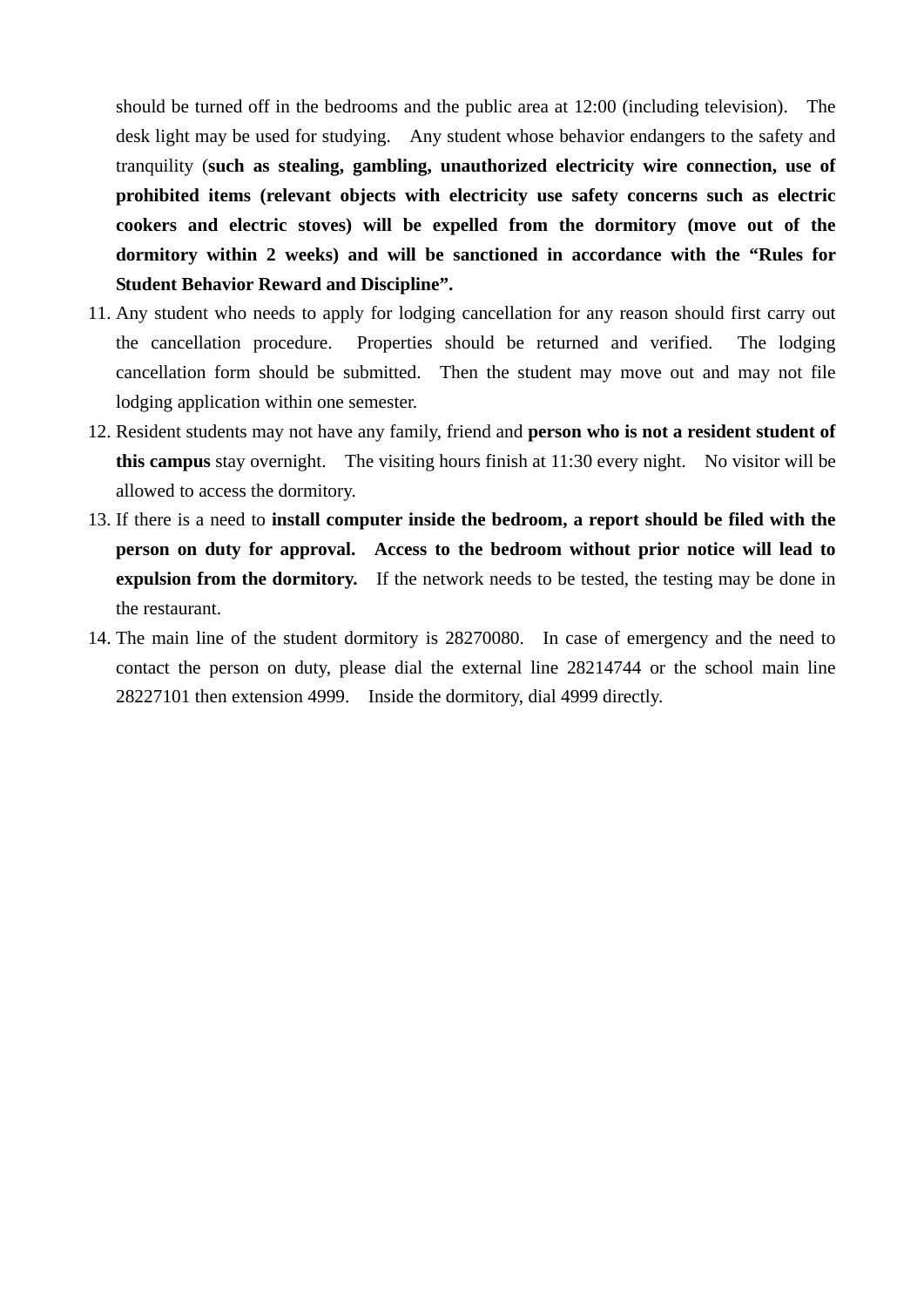should be turned off in the bedrooms and the public area at 12:00 (including television). The desk light may be used for studying. Any student whose behavior endangers to the safety and tranquility (**such as stealing, gambling, unauthorized electricity wire connection, use of prohibited items (relevant objects with electricity use safety concerns such as electric cookers and electric stoves) will be expelled from the dormitory (move out of the dormitory within 2 weeks) and will be sanctioned in accordance with the "Rules for Student Behavior Reward and Discipline".**

11. Any student who needs to apply for lodging cancellation for any reason should first carry out the cancellation procedure. Properties should be returned and verified. The lodging cancellation form should be submitted. Then the student may move out and may not file lodging application within one semester.
12. Resident students may not have any family, friend and **person who is not a resident student of this campus** stay overnight. The visiting hours finish at 11:30 every night. No visitor will be allowed to access the dormitory.
13. If there is a need to **install computer inside the bedroom, a report should be filed with the person on duty for approval. Access to the bedroom without prior notice will lead to expulsion from the dormitory.** If the network needs to be tested, the testing may be done in the restaurant.
14. The main line of the student dormitory is 28270080. In case of emergency and the need to contact the person on duty, please dial the external line 28214744 or the school main line 28227101 then extension 4999. Inside the dormitory, dial 4999 directly.